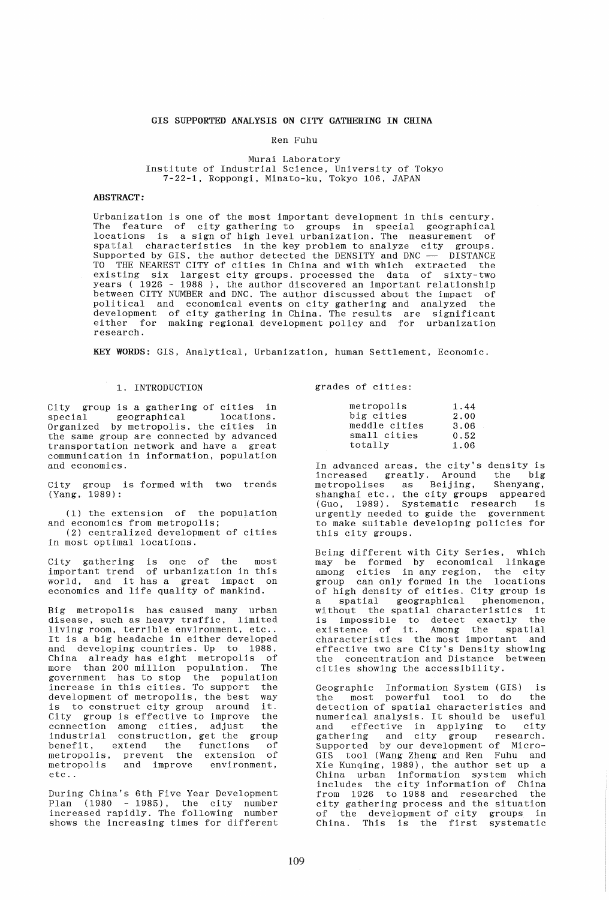# GIS SUPPORTED ANALYSIS ON CITY GATHERING IN CHINA

Ren Fuhu

Murai Laboratory
Institute of Industrial Science, University of Tokyo
7-22-1, Roppongi, Minato-ku, Tokyo 106, JAPAN

**ABSTRACT:**

Urbanization is one of the most important development in this century. The feature of city gathering to groups in special geographical locations is a sign of high level urbanization. The measurement of spatial characteristics in the key problem to analyze city groups. Supported by GIS, the author detected the DENSITY and DNC — DISTANCE TO THE NEAREST CITY of cities in China and with which extracted the existing six largest city groups. processed the data of sixty-two years ( 1926 - 1988 ), the author discovered an important relationship between CITY NUMBER and DNC. The author discussed about the impact of political and economical events on city gathering and analyzed the development of city gathering in China. The results are significant either for making regional development policy and for urbanization research.

**KEY WORDS:** GIS, Analytical, Urbanization, human Settlement, Economic.

## 1. INTRODUCTION

City group is a gathering of cities in special geographical locations. Organized by metropolis, the cities in the same group are connected by advanced transportation network and have a great communication in information, population and economics.

City group is formed with two trends (Yang, 1989):

(1) the extension of the population and economics from metropolis;
(2) centralized development of cities in most optimal locations.

City gathering is one of the most important trend of urbanization in this world, and it has a great impact on economics and life quality of mankind.

Big metropolis has caused many urban disease, such as heavy traffic, limited living room, terrible environment, etc.. It is a big headache in either developed and developing countries. Up to 1988, China already has eight metropolis of more than 200 million population. The government has to stop the population increase in this cities. To support the development of metropolis, the best way is to construct city group around it. City group is effective to improve the connection among cities, adjust the industrial construction, get the group benefit, extend the functions of metropolis, prevent the extension of metropolis and improve environment, etc..

During China's 6th Five Year Development Plan (1980 - 1985), the city number increased rapidly. The following number shows the increasing times for different grades of cities:

| | |
|---|---|
| metropolis | 1.44 |
| big cities | 2.00 |
| meddle cities | 3.06 |
| small cities | 0.52 |
| totally | 1.06 |

In advanced areas, the city's density is increased greatly. Around the big metropolises as Beijing, Shenyang, shanghai etc., the city groups appeared (Guo, 1989). Systematic research is urgently needed to guide the government to make suitable developing policies for this city groups.

Being different with City Series, which may be formed by economical linkage among cities in any region, the city group can only formed in the locations of high density of cities. City group is a spatial geographical phenomenon, without the spatial characteristics it is impossible to detect exactly the existence of it. Among the spatial characteristics the most important and effective two are City's Density showing the concentration and Distance between cities showing the accessibility.

Geographic Information System (GIS) is the most powerful tool to do the detection of spatial characteristics and numerical analysis. It should be useful and effective in applying to city gathering and city group research. Supported by our development of Micro-GIS tool (Wang Zheng and Ren Fuhu and Xie Kunqing, 1989), the author set up a China urban information system which includes the city information of China from 1926 to 1988 and researched the city gathering process and the situation of the development of city groups in China. This is the first systematic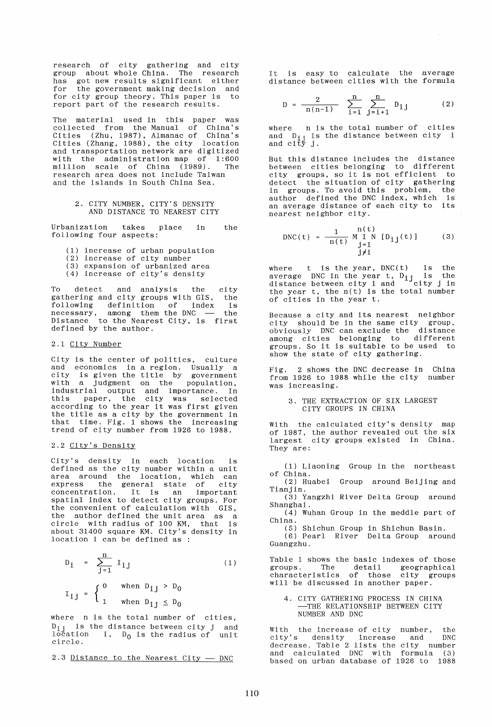research of city gathering and city group about whole China. The research has got new results significant either for the government making decision and for city group theory. This paper is to report part of the research results.

The material used in this paper was collected from the Manual of China's Cities (Zhu, 1987), Almanac of China's Cities (Zhang, 1988), the city location and transportation network are digitized with the administration map of 1:600 million scale of China (1989). The research area does not include Taiwan and the islands in South China Sea.

## 2. CITY NUMBER, CITY'S DENSITY AND DISTANCE TO NEAREST CITY

Urbanization takes place in the following four aspects:

(1) increase of urban population
(2) increase of city number
(3) expansion of urbanized area
(4) increase of city's density

To detect and analysis the city gathering and city groups with GIS, the following definition of index is necessary, among them the DNC — the Distance to the Nearest City, is first defined by the author.

### 2.1 City Number

City is the center of politics, culture and economics in a region. Usually a city is given the title by government with a judgment on the population, industrial output and importance. In this paper, the city was selected according to the year it was first given the title as a city by the government in that time. Fig. 1 shows the increasing trend of city number from 1926 to 1988.

### 2.2 City's Density

City's density in each location is defined as the city number within a unit area around the location, which can express the general state of city concentration. It is an important spatial index to detect city groups. For the convenient of calculation with GIS, the author defined the unit area as a circle with radius of 100 KM, that is about 31400 square KM. City's density in location i can be defined as :

$$D_i = \sum_{j=1}^{n} I_{ij} \tag{1}$$

$$I_{ij} = \begin{cases} 0 & \text{when } D_{ij} > D_0 \\ 1 & \text{when } D_{ij} \le D_0 \end{cases}$$

where n is the total number of cities, $D_{ij}$ is the distance between city j and location i, $D_0$ is the radius of unit circle.

### 2.3 Distance to the Nearest City — DNC

It is easy to calculate the average distance between cities with the formula

$$D = \frac{2}{n(n-1)} \sum_{i=1}^{n} \sum_{j=i+1}^{n} D_{ij} \tag{2}$$

where n is the total number of cities and $D_{ij}$ is the distance between city i and city j.

But this distance includes the distance between cities belonging to different city groups, so it is not efficient to detect the situation of city gathering in groups. To avoid this problem, the author defined the DNC index, which is an average distance of each city to its nearest neighbor city.

$$DNC(t) = \frac{1}{n(t)} \underset{\substack{j=1 \\ j \neq i}}{\overset{n(t)}{MIN}} [D_{ij}(t)] \tag{3}$$

where t is the year, DNC(t) is the average DNC in the year t, $D_{ij}$ is the distance between city i and city j in the year t, the n(t) is the total number of cities in the year t.

Because a city and its nearest neighbor city should be in the same city group, obviously DNC can exclude the distance among cities belonging to different groups. So it is suitable to be used to show the state of city gathering.

Fig. 2 shows the DNC decrease in China from 1926 to 1988 while the city number was increasing.

## 3. THE EXTRACTION OF SIX LARGEST CITY GROUPS IN CHINA

With the calculated city's density map of 1987, the author revealed out the six largest city groups existed in China. They are:

(1) Liaoning Group in the northeast of China.
(2) Huabei Group around Beijing and Tianjin.
(3) Yangzhi River Delta Group around Shanghai.
(4) Wuhan Group in the meddle part of China.
(5) Shichun Group in Shichun Basin.
(6) Pearl River Delta Group around Guangzhu.

Table 1 shows the basic indexes of those groups. The detail geographical characteristics of those city groups will be discussed in another paper.

## 4. CITY GATHERING PROCESS IN CHINA —THE RELATIONSHIP BETWEEN CITY NUMBER AND DNC

With the increase of city number, the city's density increase and DNC decrease. Table 2 lists the city number and calculated DNC with formula (3) based on urban database of 1926 to 1988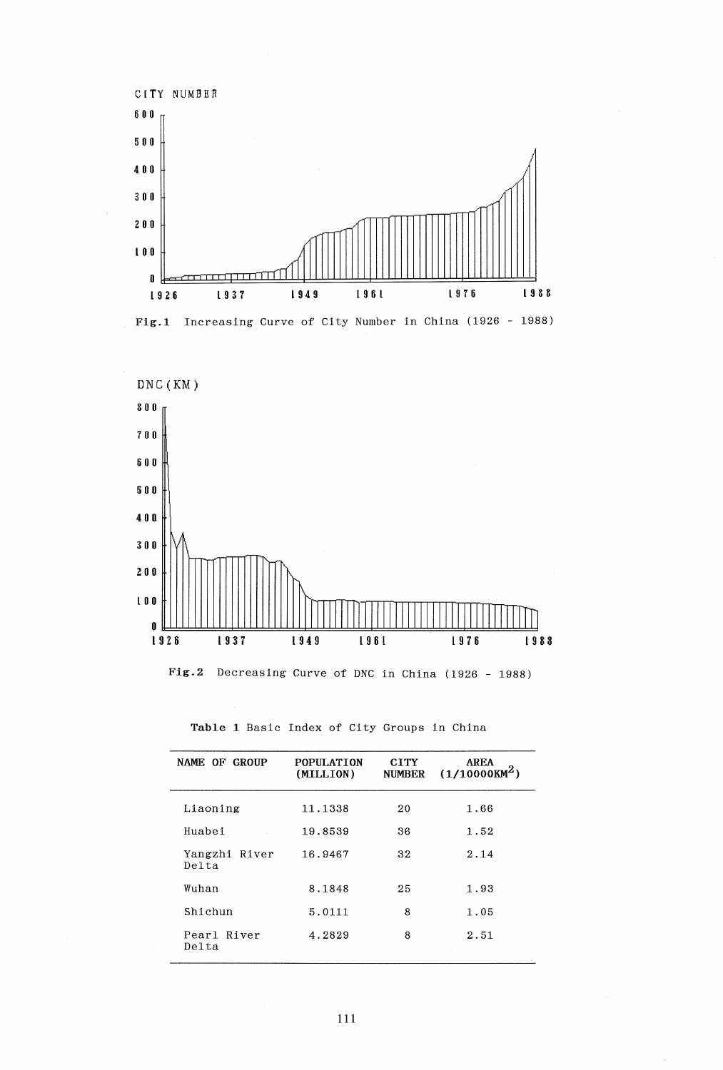Fig.1 Increasing Curve of City Number in China (1926 - 1988)

Fig.2 Decreasing Curve of DNC in China (1926 - 1988)

**Table 1** Basic Index of City Groups in China

| NAME OF GROUP | POPULATION (MILLION) | CITY NUMBER | AREA $(1/10000KM^2)$ |
|---|---|---|---|
| Liaoning | 11.1338 | 20 | 1.66 |
| Huabei | 19.8539 | 36 | 1.52 |
| Yangzhi River Delta | 16.9467 | 32 | 2.14 |
| Wuhan | 8.1848 | 25 | 1.93 |
| Shichun | 5.0111 | 8 | 1.05 |
| Pearl River Delta | 4.2829 | 8 | 2.51 |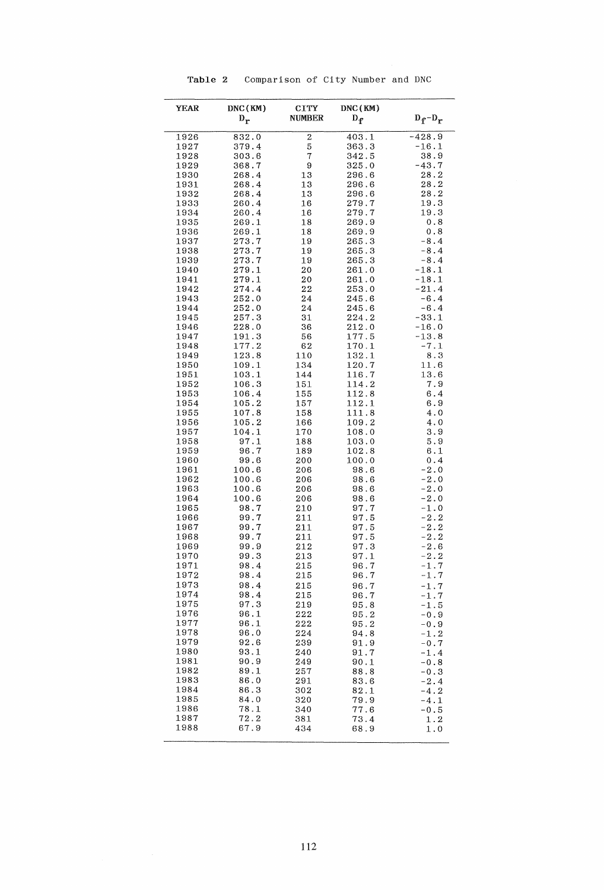**Table 2** Comparison of City Number and DNC

| YEAR | DNC(KM) $D_r$ | CITY NUMBER | DNC(KM) $D_f$ | $D_f-D_r$ |
|---|---|---|---|---|
| 1926 | 832.0 | 2 | 403.1 | -428.9 |
| 1927 | 379.4 | 5 | 363.3 | -16.1 |
| 1928 | 303.6 | 7 | 342.5 | 38.9 |
| 1929 | 368.7 | 9 | 325.0 | -43.7 |
| 1930 | 268.4 | 13 | 296.6 | 28.2 |
| 1931 | 268.4 | 13 | 296.6 | 28.2 |
| 1932 | 268.4 | 13 | 296.6 | 28.2 |
| 1933 | 260.4 | 16 | 279.7 | 19.3 |
| 1934 | 260.4 | 16 | 279.7 | 19.3 |
| 1935 | 269.1 | 18 | 269.9 | 0.8 |
| 1936 | 269.1 | 18 | 269.9 | 0.8 |
| 1937 | 273.7 | 19 | 265.3 | -8.4 |
| 1938 | 273.7 | 19 | 265.3 | -8.4 |
| 1939 | 273.7 | 19 | 265.3 | -8.4 |
| 1940 | 279.1 | 20 | 261.0 | -18.1 |
| 1941 | 279.1 | 20 | 261.0 | -18.1 |
| 1942 | 274.4 | 22 | 253.0 | -21.4 |
| 1943 | 252.0 | 24 | 245.6 | -6.4 |
| 1944 | 252.0 | 24 | 245.6 | -6.4 |
| 1945 | 257.3 | 31 | 224.2 | -33.1 |
| 1946 | 228.0 | 36 | 212.0 | -16.0 |
| 1947 | 191.3 | 56 | 177.5 | -13.8 |
| 1948 | 177.2 | 62 | 170.1 | -7.1 |
| 1949 | 123.8 | 110 | 132.1 | 8.3 |
| 1950 | 109.1 | 134 | 120.7 | 11.6 |
| 1951 | 103.1 | 144 | 116.7 | 13.6 |
| 1952 | 106.3 | 151 | 114.2 | 7.9 |
| 1953 | 106.4 | 155 | 112.8 | 6.4 |
| 1954 | 105.2 | 157 | 112.1 | 6.9 |
| 1955 | 107.8 | 158 | 111.8 | 4.0 |
| 1956 | 105.2 | 166 | 109.2 | 4.0 |
| 1957 | 104.1 | 170 | 108.0 | 3.9 |
| 1958 | 97.1 | 188 | 103.0 | 5.9 |
| 1959 | 96.7 | 189 | 102.8 | 6.1 |
| 1960 | 99.6 | 200 | 100.0 | 0.4 |
| 1961 | 100.6 | 206 | 98.6 | -2.0 |
| 1962 | 100.6 | 206 | 98.6 | -2.0 |
| 1963 | 100.6 | 206 | 98.6 | -2.0 |
| 1964 | 100.6 | 206 | 98.6 | -2.0 |
| 1965 | 98.7 | 210 | 97.7 | -1.0 |
| 1966 | 99.7 | 211 | 97.5 | -2.2 |
| 1967 | 99.7 | 211 | 97.5 | -2.2 |
| 1968 | 99.7 | 211 | 97.5 | -2.2 |
| 1969 | 99.9 | 212 | 97.3 | -2.6 |
| 1970 | 99.3 | 213 | 97.1 | -2.2 |
| 1971 | 98.4 | 215 | 96.7 | -1.7 |
| 1972 | 98.4 | 215 | 96.7 | -1.7 |
| 1973 | 98.4 | 215 | 96.7 | -1.7 |
| 1974 | 98.4 | 215 | 96.7 | -1.7 |
| 1975 | 97.3 | 219 | 95.8 | -1.5 |
| 1976 | 96.1 | 222 | 95.2 | -0.9 |
| 1977 | 96.1 | 222 | 95.2 | -0.9 |
| 1978 | 96.0 | 224 | 94.8 | -1.2 |
| 1979 | 92.6 | 239 | 91.9 | -0.7 |
| 1980 | 93.1 | 240 | 91.7 | -1.4 |
| 1981 | 90.9 | 249 | 90.1 | -0.8 |
| 1982 | 89.1 | 257 | 88.8 | -0.3 |
| 1983 | 86.0 | 291 | 83.6 | -2.4 |
| 1984 | 86.3 | 302 | 82.1 | -4.2 |
| 1985 | 84.0 | 320 | 79.9 | -4.1 |
| 1986 | 78.1 | 340 | 77.6 | -0.5 |
| 1987 | 72.2 | 381 | 73.4 | 1.2 |
| 1988 | 67.9 | 434 | 68.9 | 1.0 |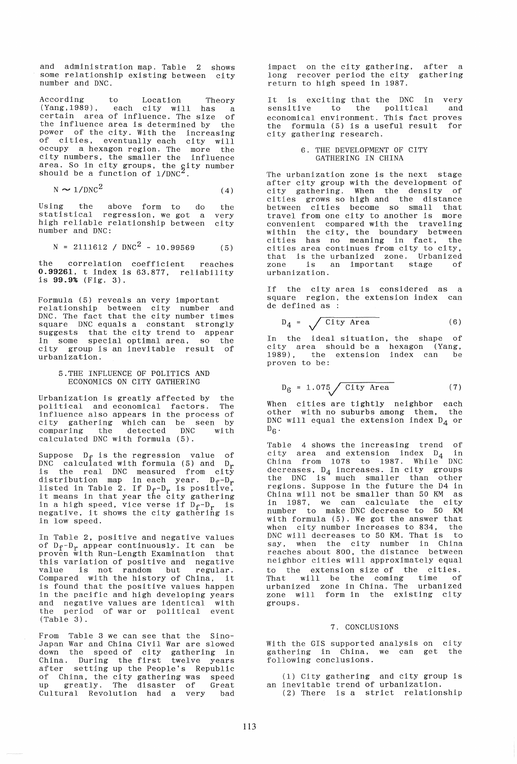and administration map. Table 2 shows some relationship existing between city number and DNC.

According to Location Theory (Yang,1989), each city will has a certain area of influence. The size of the influence area is determined by the power of the city. With the increasing of cities, eventually each city will occupy a hexagon region. The more the city numbers, the smaller the influence area. So in city groups, the city number should be a function of $1/DNC^2$.

$$N \sim 1/DNC^2 \qquad (4)$$

Using the above form to do the statistical regression, we got a very high reliable relationship between city number and DNC:

$$N = 2111612 \ / \ DNC^2 - 10.99569 \qquad (5)$$

the correlation coefficient reaches **0.99261**, t index is 63.877, reliability is **99.9%** (Fig. 3).

Formula (5) reveals an very important relationship between city number and DNC. The fact that the city number times square DNC equals a constant strongly suggests that the city trend to appear in some special optimal area, so the city group is an inevitable result of urbanization.

## 5. THE INFLUENCE OF POLITICS AND ECONOMICS ON CITY GATHERING

Urbanization is greatly affected by the political and economical factors. The influence also appears in the process of city gathering which can be seen by comparing the detected DNC with calculated DNC with formula (5).

Suppose $D_f$ is the regression value of DNC calculated with formula (5) and $D_r$ is the real DNC measured from city distribution map in each year. $D_f$-$D_r$ listed in Table 2. If $D_f$-$D_r$ is positive, it means in that year the city gathering in a high speed, vice verse if $D_f$-$D_r$ is negative, it shows the city gathering is in low speed.

In Table 2, positive and negative values of $D_f$-$D_r$ appear continuously. It can be proven with Run-Length Examination that this variation of positive and negative value is not random but regular. Compared with the history of China, it is found that the positive values happen in the pacific and high developing years and negative values are identical with the period of war or political event (Table 3).

From Table 3 we can see that the Sino-Japan War and China Civil War are slowed down the speed of city gathering in China. During the first twelve years after setting up the People's Republic of China, the city gathering was speed up greatly. The disaster of Great Cultural Revolution had a very bad impact on the city gathering, after a long recover period the city gathering return to high speed in 1987.

It is exciting that the DNC in very sensitive to the political and economical environment. This fact proves the formula (5) is a useful result for city gathering research.

## 6. THE DEVELOPMENT OF CITY GATHERING IN CHINA

The urbanization zone is the next stage after city group with the development of city gathering. When the density of cities grows so high and the distance between cities become so small that travel from one city to another is more convenient compared with the traveling within the city, the boundary between cities has no meaning in fact, the cities area continues from city to city, that is the urbanized zone. Urbanized zone is an important stage of urbanization.

If the city area is considered as a square region, the extension index can de defined as :

$$D_4 = \sqrt{\text{City Area}} \qquad (6)$$

In the ideal situation, the shape of city area should be a hexagon (Yang, 1989), the extension index can be proven to be:

$$D_6 = 1.075\sqrt{\text{City Area}} \qquad (7)$$

When cities are tightly neighbor each other with no suburbs among them, the DNC will equal the extension index $D_4$ or $D_6$.

Table 4 shows the increasing trend of city area and extension index $D_4$ in China from 1078 to 1987. While DNC decreases, $D_4$ increases. In city groups the DNC is much smaller than other regions. Suppose in the future the D4 in China will not be smaller than 50 KM as in 1987, we can calculate the city number to make DNC decrease to 50 KM with formula (5). We got the answer that when city number increases to 834, the DNC will decreases to 50 KM. That is to say, when the city number in China reaches about 800, the distance between neighbor cities will approximately equal to the extension size of the cities. That will be the coming time of urbanized zone in China. The urbanized zone will form in the existing city groups.

## 7. CONCLUSIONS

With the GIS supported analysis on city gathering in China, we can get the following conclusions.

(1) City gathering and city group is an inevitable trend of urbanization.
(2) There is a strict relationship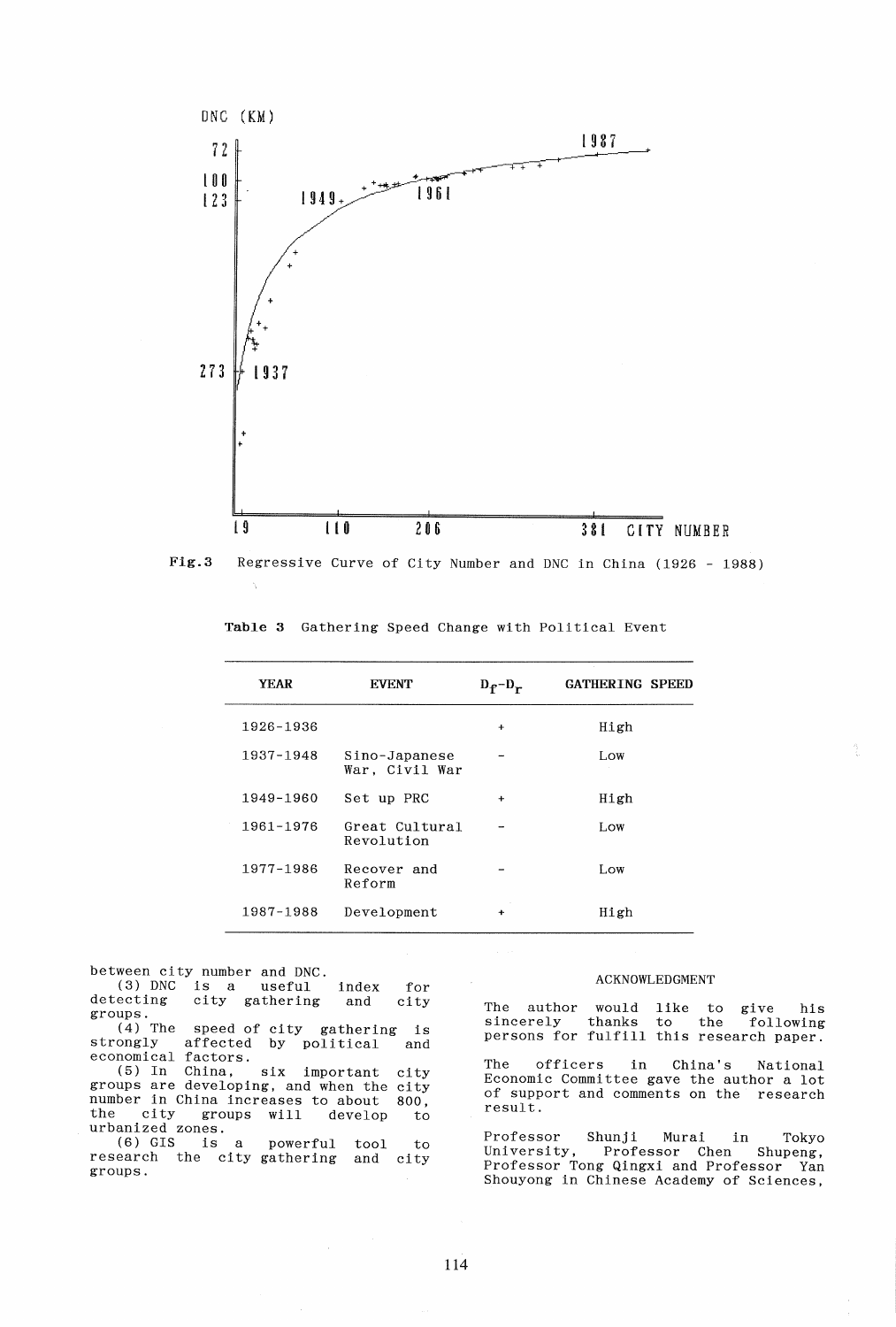Fig.3 Regressive Curve of City Number and DNC in China (1926 - 1988)

Table 3 Gathering Speed Change with Political Event

| YEAR | EVENT | $D_f - D_r$ | GATHERING SPEED |
|---|---|---|---|
| 1926-1936 | | + | High |
| 1937-1948 | Sino-Japanese War, Civil War | - | Low |
| 1949-1960 | Set up PRC | + | High |
| 1961-1976 | Great Cultural Revolution | - | Low |
| 1977-1986 | Recover and Reform | - | Low |
| 1987-1988 | Development | + | High |

between city number and DNC.

(3) DNC is a useful index for detecting city gathering and city groups.

(4) The speed of city gathering is strongly affected by political and economical factors.

(5) In China, six important city groups are developing, and when the city number in China increases to about 800, the city groups will develop to urbanized zones.

(6) GIS is a powerful tool to research the city gathering and city groups.

## ACKNOWLEDGMENT

The author would like to give his sincerely thanks to the following persons for fulfill this research paper.

The officers in China's National Economic Committee gave the author a lot of support and comments on the research result.

Professor Shunji Murai in Tokyo University, Professor Chen Shupeng, Professor Tong Qingxi and Professor Yan Shouyong in Chinese Academy of Sciences,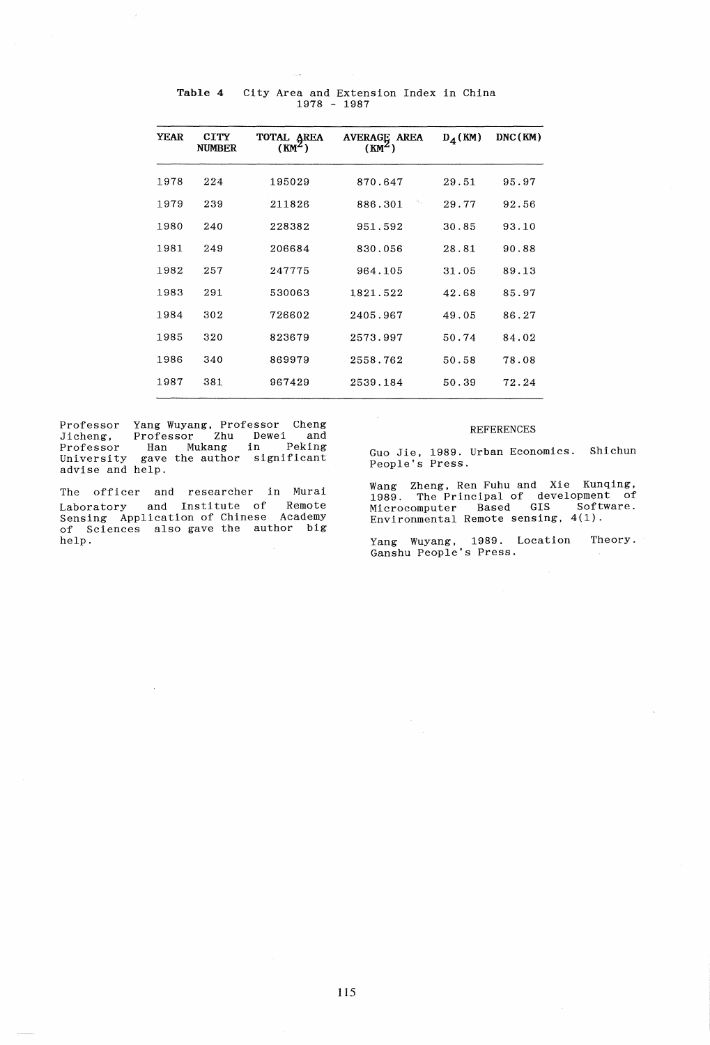**Table 4** City Area and Extension Index in China 1978 - 1987

| YEAR | CITY NUMBER | TOTAL AREA ($KM^2$) | AVERAGE AREA ($KM^2$) | $D_4$(KM) | DNC(KM) |
|---|---|---|---|---|---|
| 1978 | 224 | 195029 | 870.647 | 29.51 | 95.97 |
| 1979 | 239 | 211826 | 886.301 | 29.77 | 92.56 |
| 1980 | 240 | 228382 | 951.592 | 30.85 | 93.10 |
| 1981 | 249 | 206684 | 830.056 | 28.81 | 90.88 |
| 1982 | 257 | 247775 | 964.105 | 31.05 | 89.13 |
| 1983 | 291 | 530063 | 1821.522 | 42.68 | 85.97 |
| 1984 | 302 | 726602 | 2405.967 | 49.05 | 86.27 |
| 1985 | 320 | 823679 | 2573.997 | 50.74 | 84.02 |
| 1986 | 340 | 869979 | 2558.762 | 50.58 | 78.08 |
| 1987 | 381 | 967429 | 2539.184 | 50.39 | 72.24 |

Professor Yang Wuyang, Professor Cheng Jicheng, Professor Zhu Dewei and Professor Han Mukang in Peking University gave the author significant advise and help.

The officer and researcher in Murai Laboratory and Institute of Remote Sensing Application of Chinese Academy of Sciences also gave the author big help.

## REFERENCES

Guo Jie, 1989. Urban Economics. Shichun People's Press.

Wang Zheng, Ren Fuhu and Xie Kunqing, 1989. The Principal of development of Microcomputer Based GIS Software. Environmental Remote sensing, 4(1).

Yang Wuyang, 1989. Location Theory. Ganshu People's Press.